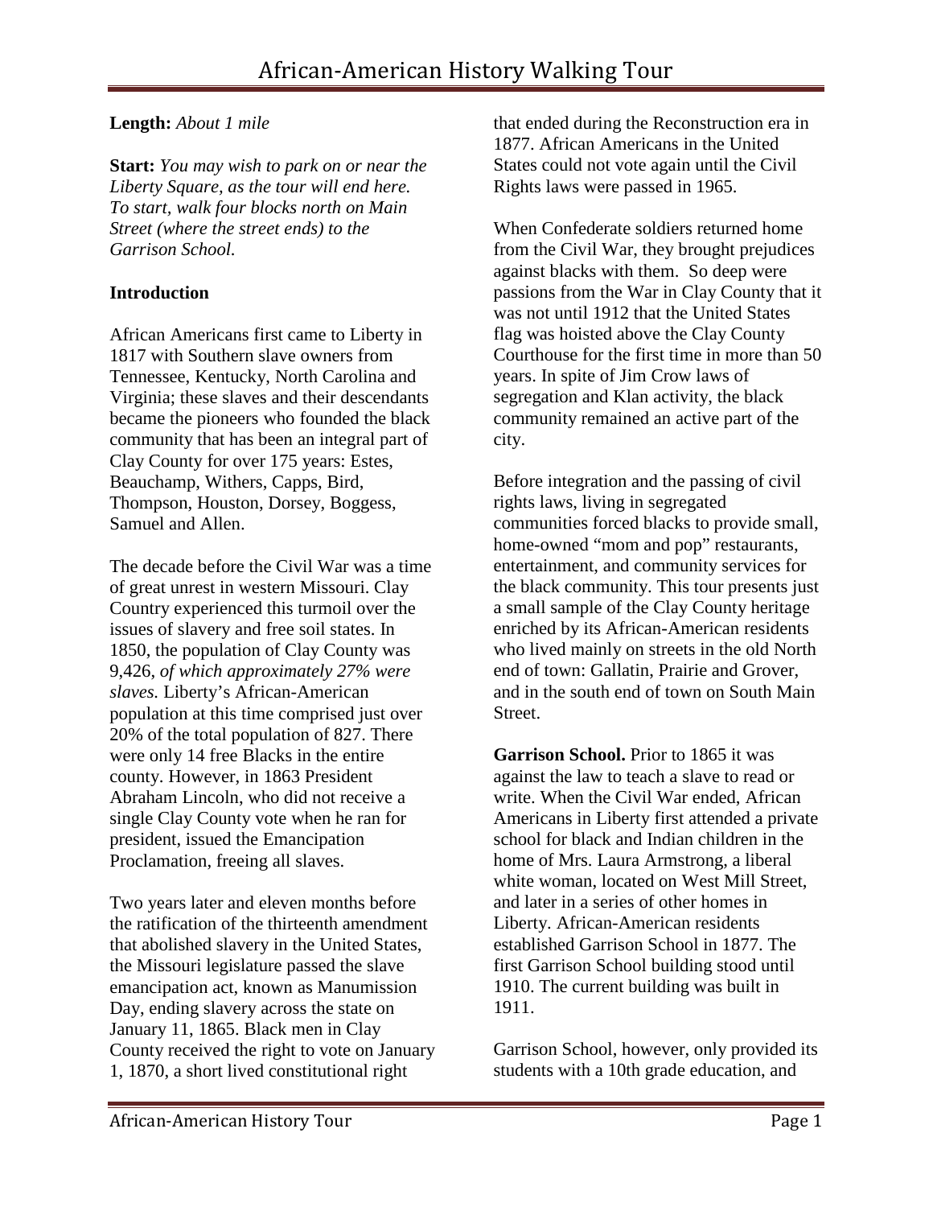# African-American History Walking Tour

**Length:** *About 1 mile*

**Start:** *You may wish to park on or near the Liberty Square, as the tour will end here. To start, walk four blocks north on Main Street (where the street ends) to the Garrison School.*

**Introduction**

African Americans first came to Liberty in 1817 with Southern slave owners from Tennessee, Kentucky, North Carolina and Virginia; these slaves and their descendants became the pioneers who founded the black community that has been an integral part of Clay County for over 175 years: Estes, Beauchamp, Withers, Capps, Bird, Thompson, Houston, Dorsey, Boggess, Samuel and Allen.

The decade before the Civil War was a time of great unrest in western Missouri. Clay Country experienced this turmoil over the issues of slavery and free soil states. In 1850, the population of Clay County was 9,426, *of which approximately 27% were slaves.* Liberty's African-American population at this time comprised just over 20% of the total population of 827. There were only 14 free Blacks in the entire county. However, in 1863 President Abraham Lincoln, who did not receive a single Clay County vote when he ran for president, issued the Emancipation Proclamation, freeing all slaves.

Two years later and eleven months before the ratification of the thirteenth amendment that abolished slavery in the United States, the Missouri legislature passed the slave emancipation act, known as Manumission Day, ending slavery across the state on January 11, 1865. Black men in Clay County received the right to vote on January 1, 1870, a short lived constitutional right that ended during the Reconstruction era in 1877. African Americans in the United States could not vote again until the Civil Rights laws were passed in 1965.

When Confederate soldiers returned home from the Civil War, they brought prejudices against blacks with them. So deep were passions from the War in Clay County that it was not until 1912 that the United States flag was hoisted above the Clay County Courthouse for the first time in more than 50 years. In spite of Jim Crow laws of segregation and Klan activity, the black community remained an active part of the city.

Before integration and the passing of civil rights laws, living in segregated communities forced blacks to provide small, home-owned "mom and pop" restaurants, entertainment, and community services for the black community. This tour presents just a small sample of the Clay County heritage enriched by its African-American residents who lived mainly on streets in the old North end of town: Gallatin, Prairie and Grover, and in the south end of town on South Main Street.

**Garrison School.** Prior to 1865 it was against the law to teach a slave to read or write. When the Civil War ended, African Americans in Liberty first attended a private school for black and Indian children in the home of Mrs. Laura Armstrong, a liberal white woman, located on West Mill Street, and later in a series of other homes in Liberty. African-American residents established Garrison School in 1877. The first Garrison School building stood until 1910. The current building was built in 1911.

Garrison School, however, only provided its students with a 10th grade education, and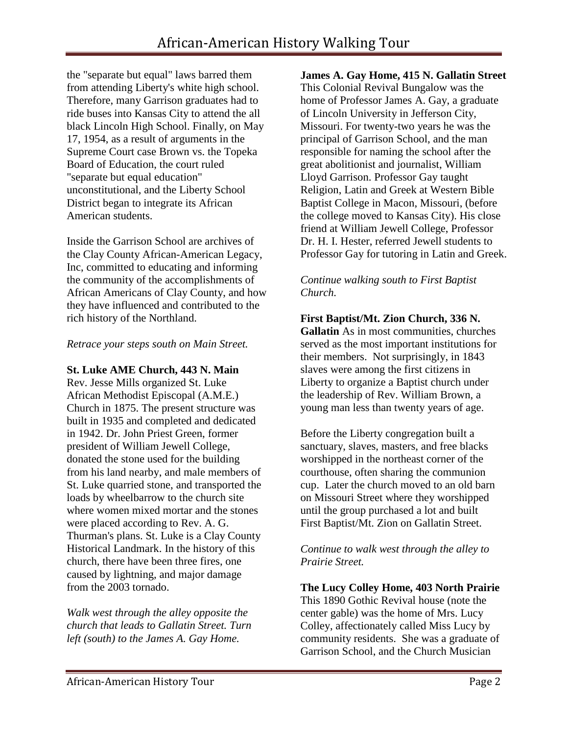the "separate but equal" laws barred them from attending Liberty's white high school. Therefore, many Garrison graduates had to ride buses into Kansas City to attend the all black Lincoln High School. Finally, on May 17, 1954, as a result of arguments in the Supreme Court case Brown vs. the Topeka Board of Education, the court ruled "separate but equal education" unconstitutional, and the Liberty School District began to integrate its African American students.

Inside the Garrison School are archives of the Clay County African-American Legacy, Inc, committed to educating and informing the community of the accomplishments of African Americans of Clay County, and how they have influenced and contributed to the rich history of the Northland.

*Retrace your steps south on Main Street.*

**St. Luke AME Church, 443 N. Main**
Rev. Jesse Mills organized St. Luke African Methodist Episcopal (A.M.E.) Church in 1875. The present structure was built in 1935 and completed and dedicated in 1942. Dr. John Priest Green, former president of William Jewell College, donated the stone used for the building from his land nearby, and male members of St. Luke quarried stone, and transported the loads by wheelbarrow to the church site where women mixed mortar and the stones were placed according to Rev. A. G. Thurman's plans. St. Luke is a Clay County Historical Landmark. In the history of this church, there have been three fires, one caused by lightning, and major damage from the 2003 tornado.

*Walk west through the alley opposite the church that leads to Gallatin Street. Turn left (south) to the James A. Gay Home.*

**James A. Gay Home, 415 N. Gallatin Street**
This Colonial Revival Bungalow was the home of Professor James A. Gay, a graduate of Lincoln University in Jefferson City, Missouri. For twenty-two years he was the principal of Garrison School, and the man responsible for naming the school after the great abolitionist and journalist, William Lloyd Garrison. Professor Gay taught Religion, Latin and Greek at Western Bible Baptist College in Macon, Missouri, (before the college moved to Kansas City). His close friend at William Jewell College, Professor Dr. H. I. Hester, referred Jewell students to Professor Gay for tutoring in Latin and Greek.

*Continue walking south to First Baptist Church.*

**First Baptist/Mt. Zion Church, 336 N. Gallatin** As in most communities, churches served as the most important institutions for their members. Not surprisingly, in 1843 slaves were among the first citizens in Liberty to organize a Baptist church under the leadership of Rev. William Brown, a young man less than twenty years of age.

Before the Liberty congregation built a sanctuary, slaves, masters, and free blacks worshipped in the northeast corner of the courthouse, often sharing the communion cup. Later the church moved to an old barn on Missouri Street where they worshipped until the group purchased a lot and built First Baptist/Mt. Zion on Gallatin Street.

*Continue to walk west through the alley to Prairie Street.*

**The Lucy Colley Home, 403 North Prairie**
This 1890 Gothic Revival house (note the center gable) was the home of Mrs. Lucy Colley, affectionately called Miss Lucy by community residents. She was a graduate of Garrison School, and the Church Musician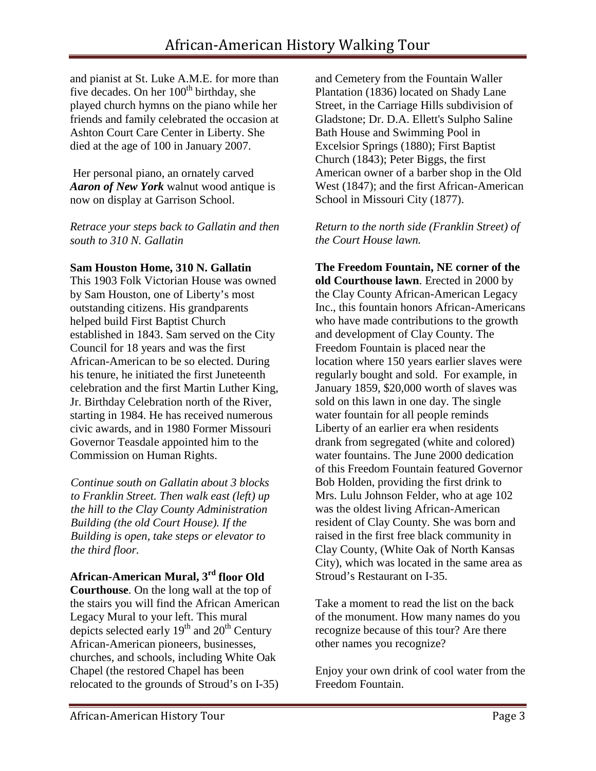and pianist at St. Luke A.M.E. for more than five decades. On her 100th birthday, she played church hymns on the piano while her friends and family celebrated the occasion at Ashton Court Care Center in Liberty. She died at the age of 100 in January 2007.

Her personal piano, an ornately carved ***Aaron of New York*** walnut wood antique is now on display at Garrison School.

*Retrace your steps back to Gallatin and then south to 310 N. Gallatin*

**Sam Houston Home, 310 N. Gallatin**
This 1903 Folk Victorian House was owned by Sam Houston, one of Liberty's most outstanding citizens. His grandparents helped build First Baptist Church established in 1843. Sam served on the City Council for 18 years and was the first African-American to be so elected. During his tenure, he initiated the first Juneteenth celebration and the first Martin Luther King, Jr. Birthday Celebration north of the River, starting in 1984. He has received numerous civic awards, and in 1980 Former Missouri Governor Teasdale appointed him to the Commission on Human Rights.

*Continue south on Gallatin about 3 blocks to Franklin Street. Then walk east (left) up the hill to the Clay County Administration Building (the old Court House). If the Building is open, take steps or elevator to the third floor.*

**African-American Mural, 3rd floor Old Courthouse**. On the long wall at the top of the stairs you will find the African American Legacy Mural to your left. This mural depicts selected early 19th and 20th Century African-American pioneers, businesses, churches, and schools, including White Oak Chapel (the restored Chapel has been relocated to the grounds of Stroud's on I-35) and Cemetery from the Fountain Waller Plantation (1836) located on Shady Lane Street, in the Carriage Hills subdivision of Gladstone; Dr. D.A. Ellett's Sulpho Saline Bath House and Swimming Pool in Excelsior Springs (1880); First Baptist Church (1843); Peter Biggs, the first American owner of a barber shop in the Old West (1847); and the first African-American School in Missouri City (1877).

*Return to the north side (Franklin Street) of the Court House lawn.*

**The Freedom Fountain, NE corner of the old Courthouse lawn**. Erected in 2000 by the Clay County African-American Legacy Inc., this fountain honors African-Americans who have made contributions to the growth and development of Clay County. The Freedom Fountain is placed near the location where 150 years earlier slaves were regularly bought and sold. For example, in January 1859, $20,000 worth of slaves was sold on this lawn in one day. The single water fountain for all people reminds Liberty of an earlier era when residents drank from segregated (white and colored) water fountains. The June 2000 dedication of this Freedom Fountain featured Governor Bob Holden, providing the first drink to Mrs. Lulu Johnson Felder, who at age 102 was the oldest living African-American resident of Clay County. She was born and raised in the first free black community in Clay County, (White Oak of North Kansas City), which was located in the same area as Stroud's Restaurant on I-35.

Take a moment to read the list on the back of the monument. How many names do you recognize because of this tour? Are there other names you recognize?

Enjoy your own drink of cool water from the Freedom Fountain.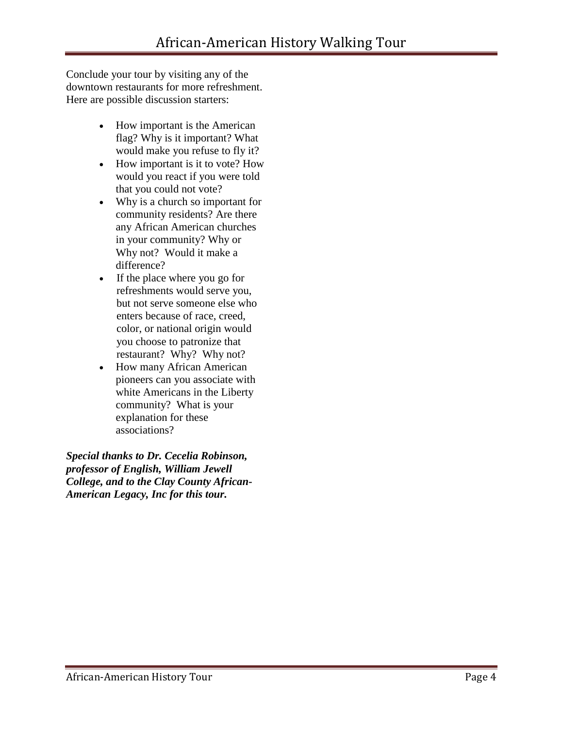Conclude your tour by visiting any of the downtown restaurants for more refreshment. Here are possible discussion starters:

- How important is the American flag? Why is it important? What would make you refuse to fly it?
- How important is it to vote? How would you react if you were told that you could not vote?
- Why is a church so important for community residents? Are there any African American churches in your community? Why or Why not? Would it make a difference?
- If the place where you go for refreshments would serve you, but not serve someone else who enters because of race, creed, color, or national origin would you choose to patronize that restaurant? Why? Why not?
- How many African American pioneers can you associate with white Americans in the Liberty community? What is your explanation for these associations?

***Special thanks to Dr. Cecelia Robinson, professor of English, William Jewell College, and to the Clay County African-American Legacy, Inc for this tour.***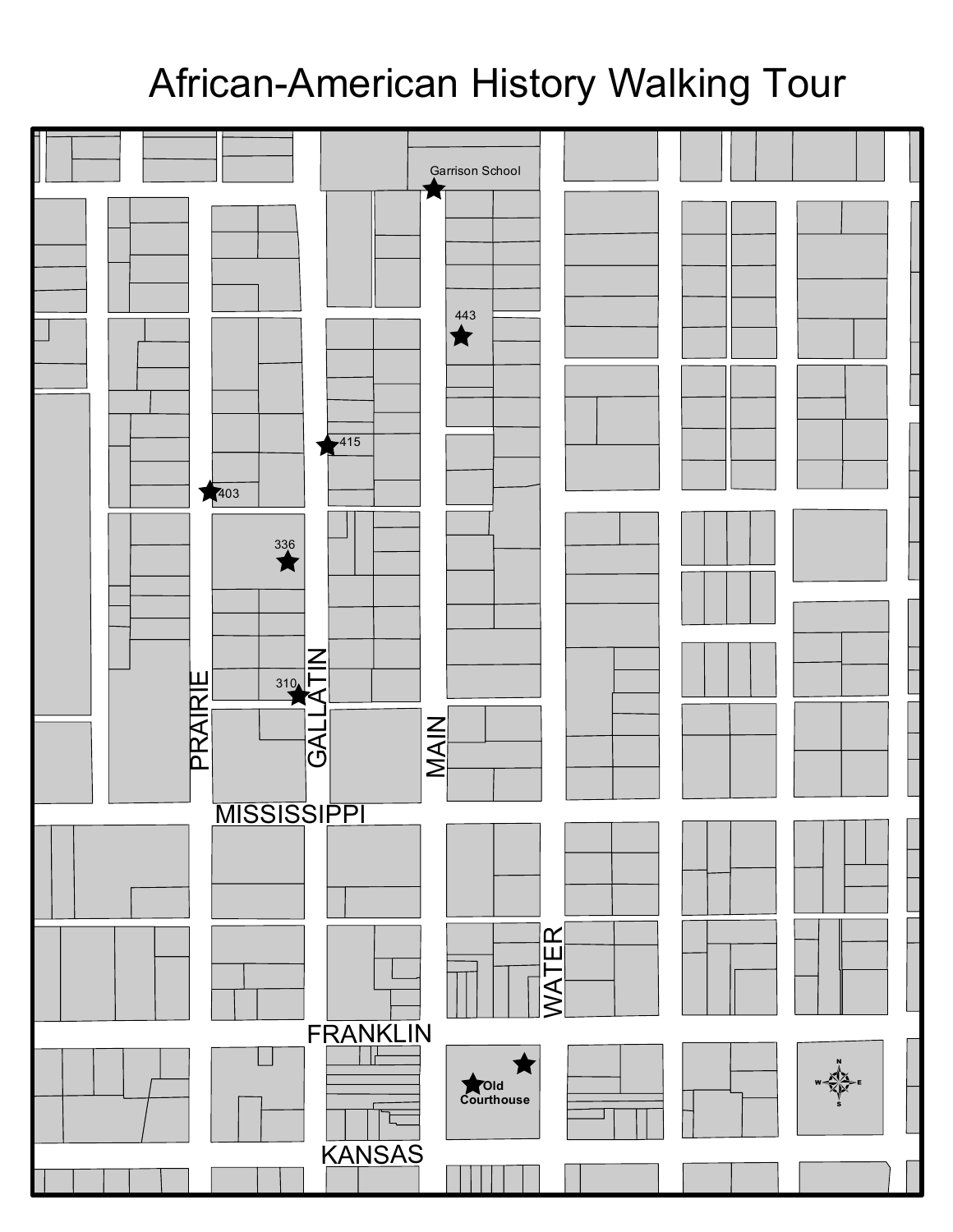# African-American History Walking Tour

Garrison School

443

415

403

336

310

PRAIRIE

GALLATIN

MAIN

MISSISSIPPI

WATER

FRANKLIN

Old Courthouse

KANSAS

N

W

E

S